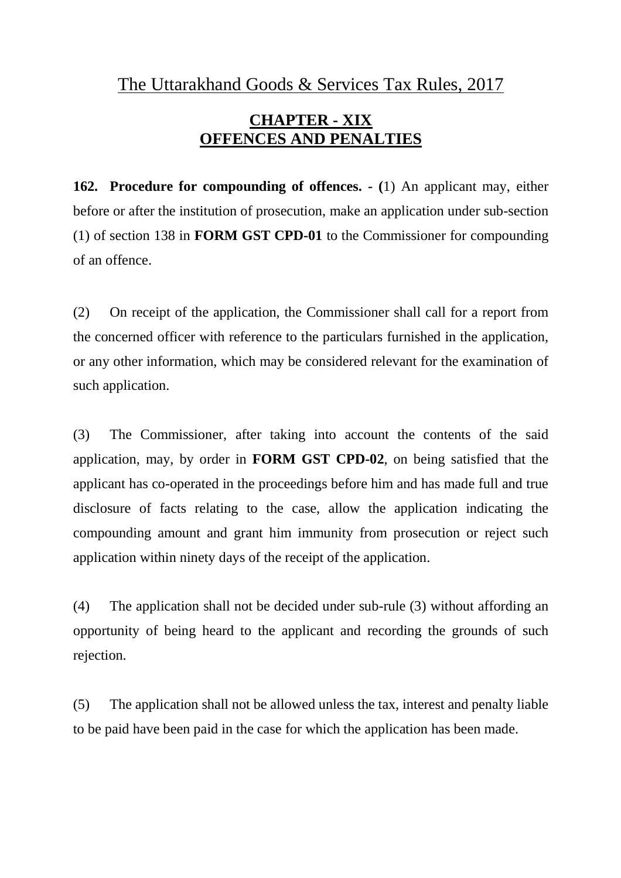# The Uttarakhand Goods & Services Tax Rules, 2017

## CHAPTER - XIX
## OFFENCES AND PENALTIES

**162. Procedure for compounding of offences. - (**1) An applicant may, either before or after the institution of prosecution, make an application under sub-section (1) of section 138 in **FORM GST CPD-01** to the Commissioner for compounding of an offence.

(2) On receipt of the application, the Commissioner shall call for a report from the concerned officer with reference to the particulars furnished in the application, or any other information, which may be considered relevant for the examination of such application.

(3) The Commissioner, after taking into account the contents of the said application, may, by order in **FORM GST CPD-02**, on being satisfied that the applicant has co-operated in the proceedings before him and has made full and true disclosure of facts relating to the case, allow the application indicating the compounding amount and grant him immunity from prosecution or reject such application within ninety days of the receipt of the application.

(4) The application shall not be decided under sub-rule (3) without affording an opportunity of being heard to the applicant and recording the grounds of such rejection.

(5) The application shall not be allowed unless the tax, interest and penalty liable to be paid have been paid in the case for which the application has been made.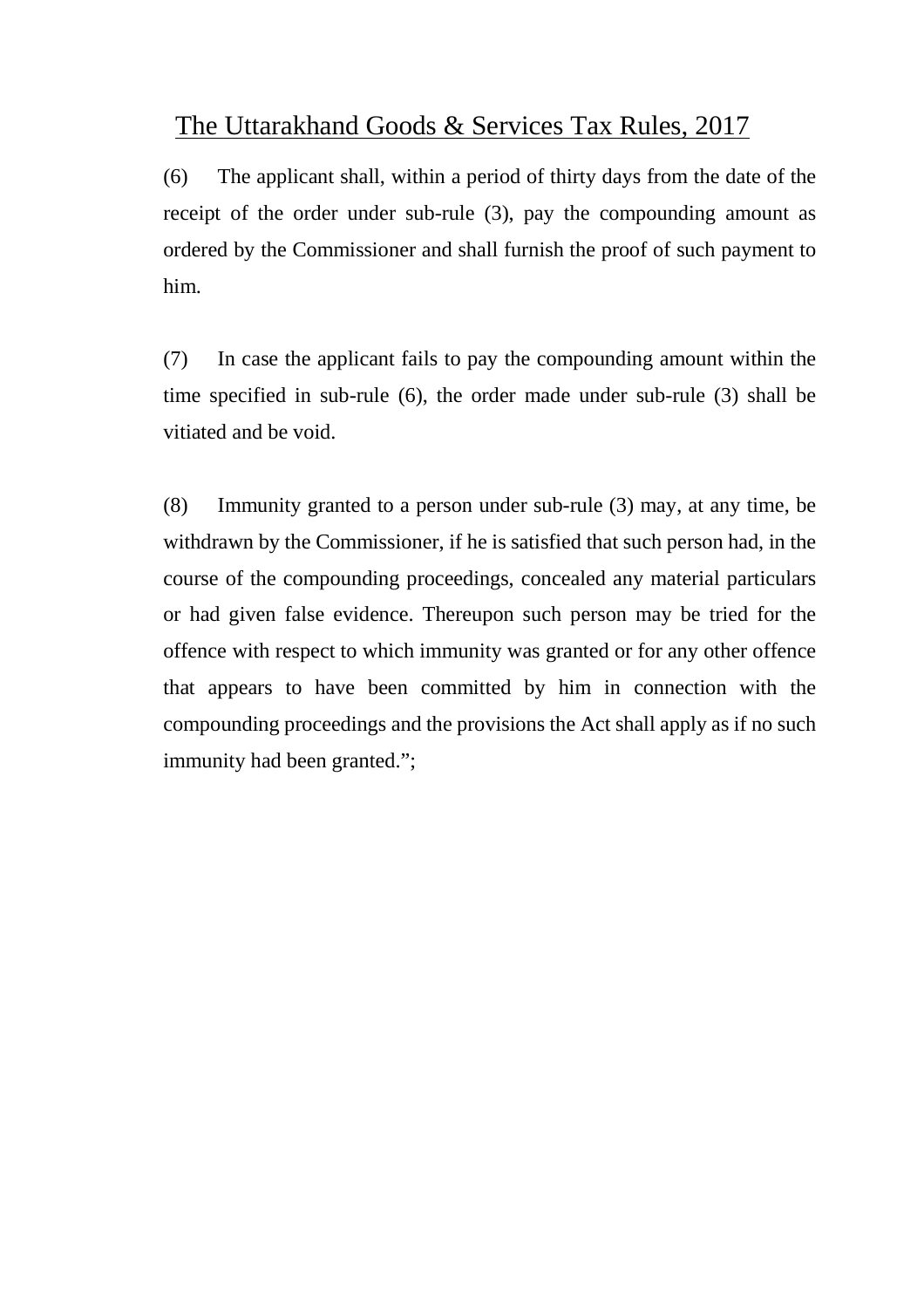(6) The applicant shall, within a period of thirty days from the date of the receipt of the order under sub-rule (3), pay the compounding amount as ordered by the Commissioner and shall furnish the proof of such payment to him.

(7) In case the applicant fails to pay the compounding amount within the time specified in sub-rule (6), the order made under sub-rule (3) shall be vitiated and be void.

(8) Immunity granted to a person under sub-rule (3) may, at any time, be withdrawn by the Commissioner, if he is satisfied that such person had, in the course of the compounding proceedings, concealed any material particulars or had given false evidence. Thereupon such person may be tried for the offence with respect to which immunity was granted or for any other offence that appears to have been committed by him in connection with the compounding proceedings and the provisions the Act shall apply as if no such immunity had been granted.";